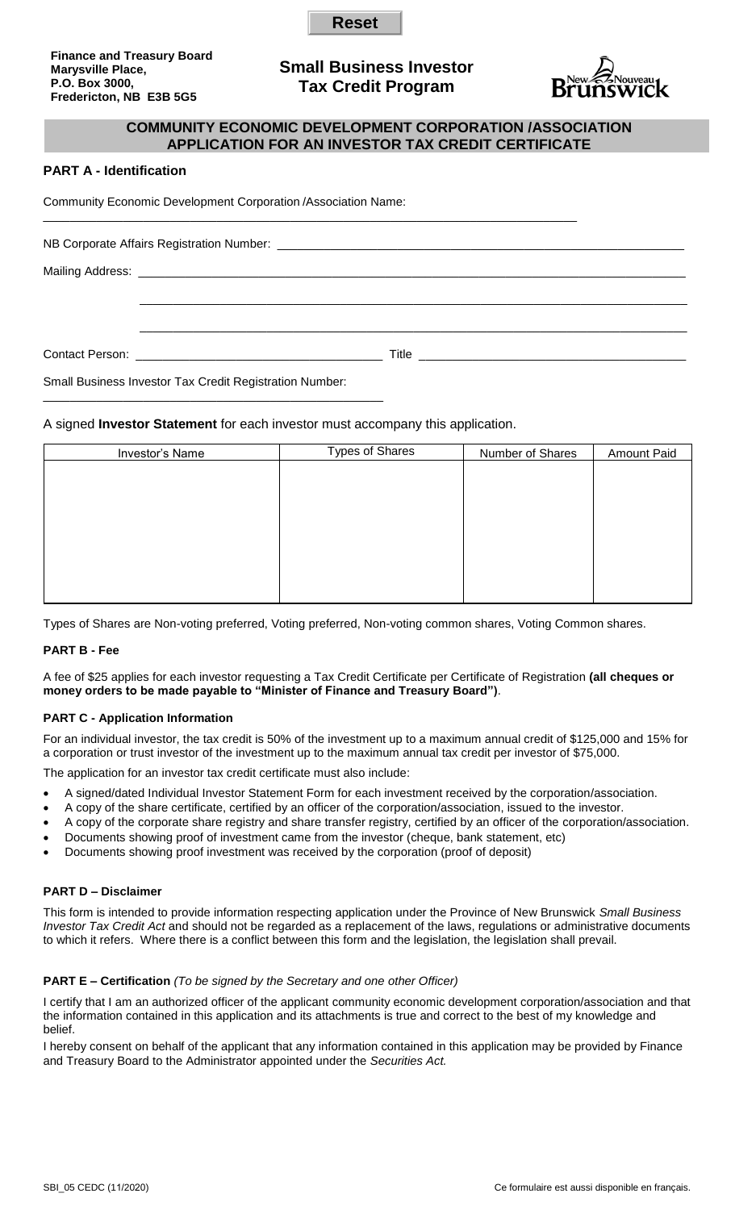Reset

**Finance and Treasury Board**
**Marysville Place,**
**P.O. Box 3000,**
**Fredericton, NB E3B 5G5**

## Small Business Investor Tax Credit Program

New Nouveau Brunswick

## COMMUNITY ECONOMIC DEVELOPMENT CORPORATION /ASSOCIATION APPLICATION FOR AN INVESTOR TAX CREDIT CERTIFICATE

### PART A - Identification

Community Economic Development Corporation /Association Name:

______________________________________________________________________________

NB Corporate Affairs Registration Number: ____________________________________________

Mailing Address: ___________________________________________________________________

______________________________________________________________________________

______________________________________________________________________________

Contact Person: ___________________________ Title ______________________________

Small Business Investor Tax Credit Registration Number:

______________________________________

A signed **Investor Statement** for each investor must accompany this application.

| Investor's Name | Types of Shares | Number of Shares | Amount Paid |
|---|---|---|---|
| | | | |

Types of Shares are Non-voting preferred, Voting preferred, Non-voting common shares, Voting Common shares.

**PART B - Fee**

A fee of $25 applies for each investor requesting a Tax Credit Certificate per Certificate of Registration **(all cheques or money orders to be made payable to "Minister of Finance and Treasury Board")**.

**PART C - Application Information**

For an individual investor, the tax credit is 50% of the investment up to a maximum annual credit of $125,000 and 15% for a corporation or trust investor of the investment up to the maximum annual tax credit per investor of $75,000.

The application for an investor tax credit certificate must also include:

- A signed/dated Individual Investor Statement Form for each investment received by the corporation/association.
- A copy of the share certificate, certified by an officer of the corporation/association, issued to the investor.
- A copy of the corporate share registry and share transfer registry, certified by an officer of the corporation/association.
- Documents showing proof of investment came from the investor (cheque, bank statement, etc)
- Documents showing proof investment was received by the corporation (proof of deposit)

**PART D – Disclaimer**

This form is intended to provide information respecting application under the Province of New Brunswick *Small Business Investor Tax Credit Act* and should not be regarded as a replacement of the laws, regulations or administrative documents to which it refers. Where there is a conflict between this form and the legislation, the legislation shall prevail.

**PART E – Certification** *(To be signed by the Secretary and one other Officer)*

I certify that I am an authorized officer of the applicant community economic development corporation/association and that the information contained in this application and its attachments is true and correct to the best of my knowledge and belief.

I hereby consent on behalf of the applicant that any information contained in this application may be provided by Finance and Treasury Board to the Administrator appointed under the *Securities Act.*

SBI_05 CEDC (11/2020)

Ce formulaire est aussi disponible en français.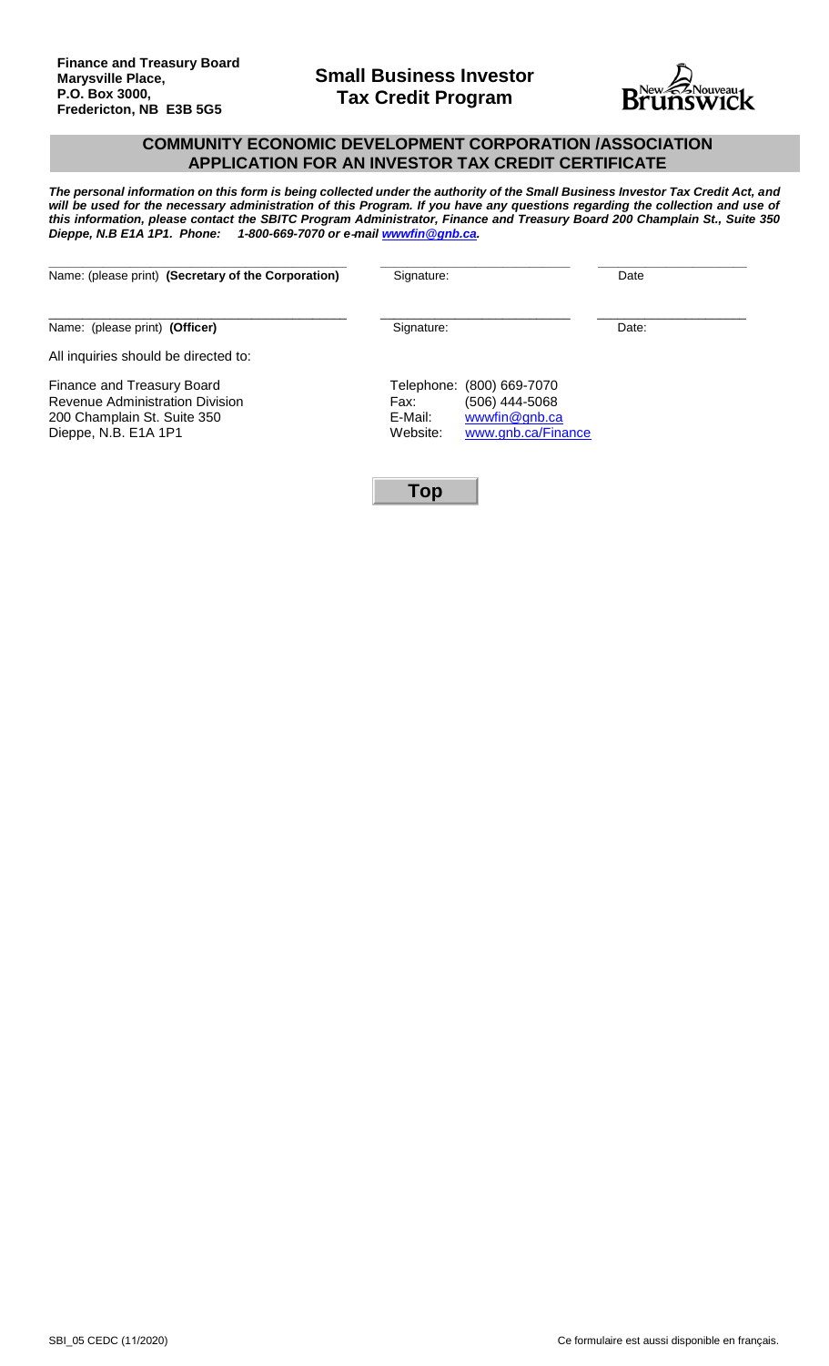**Finance and Treasury Board**
**Marysville Place,**
**P.O. Box 3000,**
**Fredericton, NB E3B 5G5**

# Small Business Investor Tax Credit Program

## COMMUNITY ECONOMIC DEVELOPMENT CORPORATION /ASSOCIATION APPLICATION FOR AN INVESTOR TAX CREDIT CERTIFICATE

***The personal information on this form is being collected under the authority of the Small Business Investor Tax Credit Act, and will be used for the necessary administration of this Program. If you have any questions regarding the collection and use of this information, please contact the SBITC Program Administrator, Finance and Treasury Board 200 Champlain St., Suite 350 Dieppe, N.B E1A 1P1. Phone: 1-800-669-7070 or e-mail wwwfin@gnb.ca.***

| | | |
|---|---|---|
| Name: (please print) **(Secretary of the Corporation)** | Signature: | Date |
| Name: (please print) **(Officer)** | Signature: | Date: |

All inquiries should be directed to:

Finance and Treasury Board
Revenue Administration Division
200 Champlain St. Suite 350
Dieppe, N.B. E1A 1P1

Telephone: (800) 669-7070
Fax: (506) 444-5068
E-Mail: wwwfin@gnb.ca
Website: www.gnb.ca/Finance

Top

SBI_05 CEDC (11/2020)

Ce formulaire est aussi disponible en français.